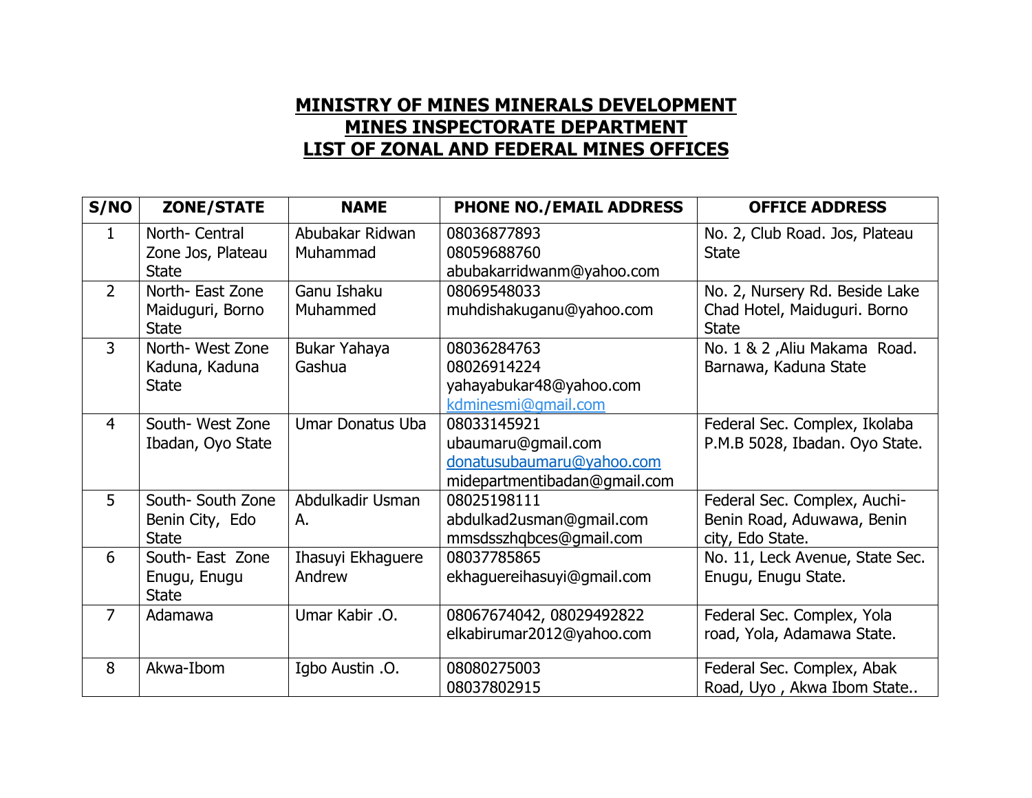# MINISTRY OF MINES MINERALS DEVELOPMENT
# MINES INSPECTORATE DEPARTMENT
# LIST OF ZONAL AND FEDERAL MINES OFFICES

| S/NO | ZONE/STATE | NAME | PHONE NO./EMAIL ADDRESS | OFFICE ADDRESS |
|---|---|---|---|---|
| 1 | North- Central Zone Jos, Plateau State | Abubakar Ridwan Muhammad | 08036877893<br>08059688760<br>abubakarridwanm@yahoo.com | No. 2, Club Road. Jos, Plateau State |
| 2 | North- East Zone Maiduguri, Borno State | Ganu Ishaku Muhammed | 08069548033<br>muhdishakuganu@yahoo.com | No. 2, Nursery Rd. Beside Lake Chad Hotel, Maiduguri. Borno State |
| 3 | North- West Zone Kaduna, Kaduna State | Bukar Yahaya Gashua | 08036284763<br>08026914224<br>yahayabukar48@yahoo.com<br>kdminesmi@gmail.com | No. 1 & 2 ,Aliu Makama Road. Barnawa, Kaduna State |
| 4 | South- West Zone Ibadan, Oyo State | Umar Donatus Uba | 08033145921<br>ubaumaru@gmail.com<br>donatusubaumaru@yahoo.com<br>midepartmentibadan@gmail.com | Federal Sec. Complex, Ikolaba P.M.B 5028, Ibadan. Oyo State. |
| 5 | South- South Zone Benin City, Edo State | Abdulkadir Usman A. | 08025198111<br>abdulkad2usman@gmail.com<br>mmsdsszhqbces@gmail.com | Federal Sec. Complex, Auchi-Benin Road, Aduwawa, Benin city, Edo State. |
| 6 | South- East Zone Enugu, Enugu State | Ihasuyi Ekhaguere Andrew | 08037785865<br>ekhaguereihasuyi@gmail.com | No. 11, Leck Avenue, State Sec. Enugu, Enugu State. |
| 7 | Adamawa | Umar Kabir .O. | 08067674042, 08029492822<br>elkabirumar2012@yahoo.com | Federal Sec. Complex, Yola road, Yola, Adamawa State. |
| 8 | Akwa-Ibom | Igbo Austin .O. | 08080275003<br>08037802915 | Federal Sec. Complex, Abak Road, Uyo , Akwa Ibom State.. |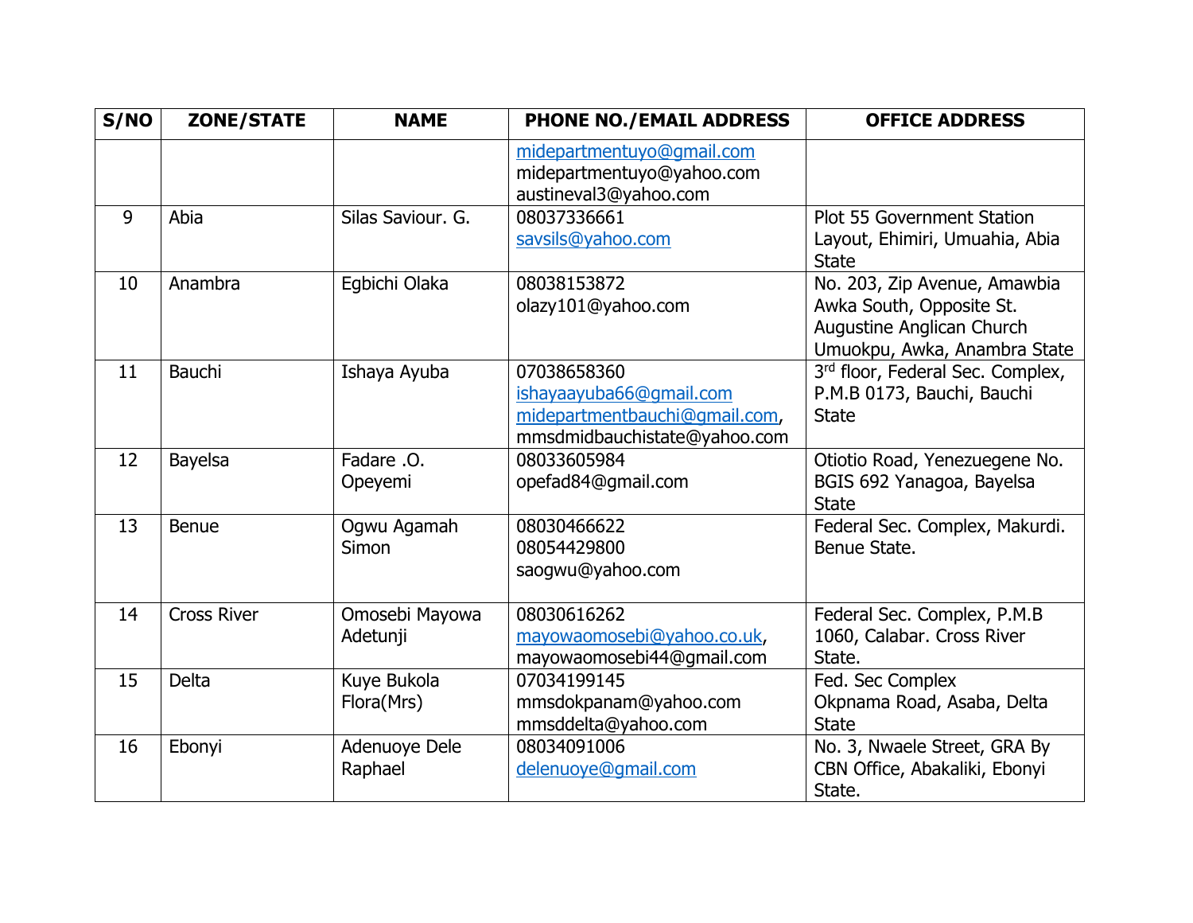| S/NO | ZONE/STATE | NAME | PHONE NO./EMAIL ADDRESS | OFFICE ADDRESS |
|---|---|---|---|---|
| | | | midepartmentuyo@gmail.com midepartmentuyo@yahoo.com austineval3@yahoo.com | |
| 9 | Abia | Silas Saviour. G. | 08037336661 savsils@yahoo.com | Plot 55 Government Station Layout, Ehimiri, Umuahia, Abia State |
| 10 | Anambra | Egbichi Olaka | 08038153872 olazy101@yahoo.com | No. 203, Zip Avenue, Amawbia Awka South, Opposite St. Augustine Anglican Church Umuokpu, Awka, Anambra State |
| 11 | Bauchi | Ishaya Ayuba | 07038658360 ishayaayuba66@gmail.com midepartmentbauchi@gmail.com, mmsdmidbauchistate@yahoo.com | 3rd floor, Federal Sec. Complex, P.M.B 0173, Bauchi, Bauchi State |
| 12 | Bayelsa | Fadare .O. Opeyemi | 08033605984 opefad84@gmail.com | Otiotio Road, Yenezuegene No. BGIS 692 Yanagoa, Bayelsa State |
| 13 | Benue | Ogwu Agamah Simon | 08030466622 08054429800 saogwu@yahoo.com | Federal Sec. Complex, Makurdi. Benue State. |
| 14 | Cross River | Omosebi Mayowa Adetunji | 08030616262 mayowaomosebi@yahoo.co.uk, mayowaomosebi44@gmail.com | Federal Sec. Complex, P.M.B 1060, Calabar. Cross River State. |
| 15 | Delta | Kuye Bukola Flora(Mrs) | 07034199145 mmsdokpanam@yahoo.com mmsddelta@yahoo.com | Fed. Sec Complex Okpnama Road, Asaba, Delta State |
| 16 | Ebonyi | Adenuoye Dele Raphael | 08034091006 delenuoye@gmail.com | No. 3, Nwaele Street, GRA By CBN Office, Abakaliki, Ebonyi State. |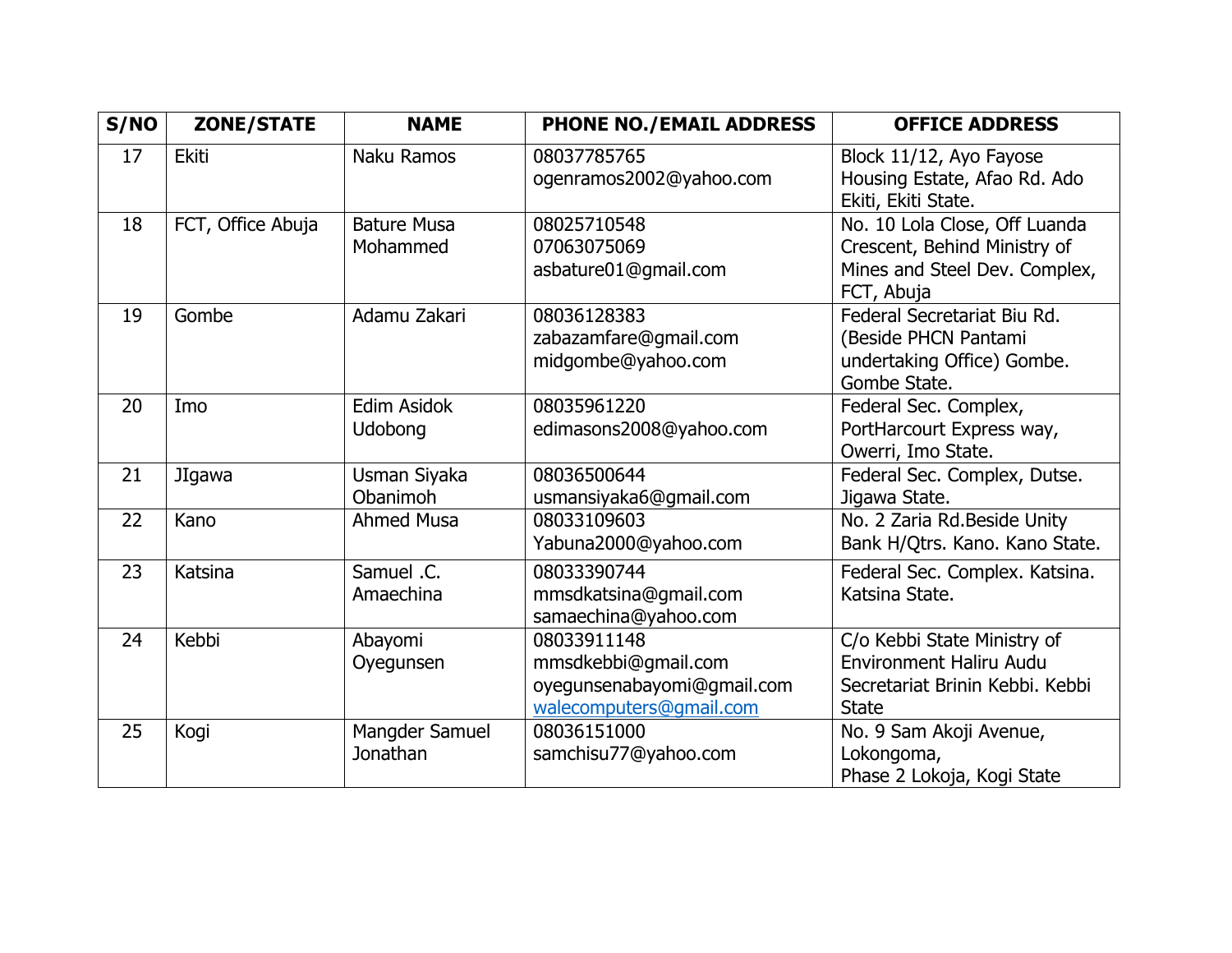| S/NO | ZONE/STATE | NAME | PHONE NO./EMAIL ADDRESS | OFFICE ADDRESS |
|---|---|---|---|---|
| 17 | Ekiti | Naku Ramos | 08037785765 ogenramos2002@yahoo.com | Block 11/12, Ayo Fayose Housing Estate, Afao Rd. Ado Ekiti, Ekiti State. |
| 18 | FCT, Office Abuja | Bature Musa Mohammed | 08025710548 07063075069 asbature01@gmail.com | No. 10 Lola Close, Off Luanda Crescent, Behind Ministry of Mines and Steel Dev. Complex, FCT, Abuja |
| 19 | Gombe | Adamu Zakari | 08036128383 zabazamfare@gmail.com midgombe@yahoo.com | Federal Secretariat Biu Rd. (Beside PHCN Pantami undertaking Office) Gombe. Gombe State. |
| 20 | Imo | Edim Asidok Udobong | 08035961220 edimasons2008@yahoo.com | Federal Sec. Complex, PortHarcourt Express way, Owerri, Imo State. |
| 21 | JIgawa | Usman Siyaka Obanimoh | 08036500644 usmansiyaka6@gmail.com | Federal Sec. Complex, Dutse. Jigawa State. |
| 22 | Kano | Ahmed Musa | 08033109603 Yabuna2000@yahoo.com | No. 2 Zaria Rd.Beside Unity Bank H/Qtrs. Kano. Kano State. |
| 23 | Katsina | Samuel .C. Amaechina | 08033390744 mmsdkatsina@gmail.com samaechina@yahoo.com | Federal Sec. Complex. Katsina. Katsina State. |
| 24 | Kebbi | Abayomi Oyegunsen | 08033911148 mmsdkebbi@gmail.com oyegunsenabayomi@gmail.com walecomputers@gmail.com | C/o Kebbi State Ministry of Environment Haliru Audu Secretariat Brinin Kebbi. Kebbi State |
| 25 | Kogi | Mangder Samuel Jonathan | 08036151000 samchisu77@yahoo.com | No. 9 Sam Akoji Avenue, Lokongoma, Phase 2 Lokoja, Kogi State |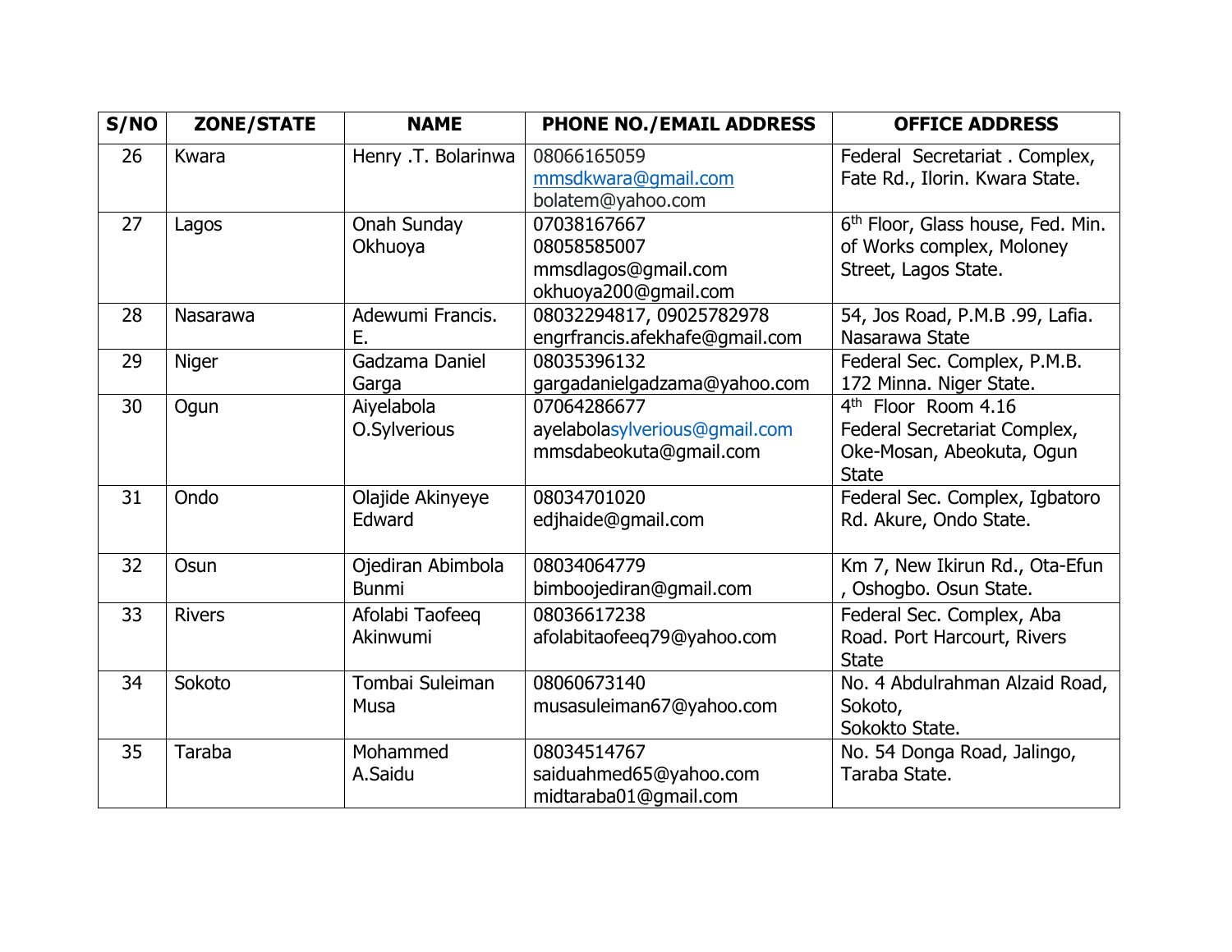| S/NO | ZONE/STATE | NAME | PHONE NO./EMAIL ADDRESS | OFFICE ADDRESS |
|---|---|---|---|---|
| 26 | Kwara | Henry .T. Bolarinwa | 08066165059<br>mmsdkwara@gmail.com<br>bolatem@yahoo.com | Federal Secretariat . Complex, Fate Rd., Ilorin. Kwara State. |
| 27 | Lagos | Onah Sunday Okhuoya | 07038167667<br>08058585007<br>mmsdlagos@gmail.com<br>okhuoya200@gmail.com | 6th Floor, Glass house, Fed. Min. of Works complex, Moloney Street, Lagos State. |
| 28 | Nasarawa | Adewumi Francis. E. | 08032294817, 09025782978<br>engrfrancis.afekhafe@gmail.com | 54, Jos Road, P.M.B .99, Lafia. Nasarawa State |
| 29 | Niger | Gadzama Daniel Garga | 08035396132<br>gargadanielgadzama@yahoo.com | Federal Sec. Complex, P.M.B. 172 Minna. Niger State. |
| 30 | Ogun | Aiyelabola O.Sylverious | 07064286677<br>ayelabolasylverious@gmail.com<br>mmsdabeokuta@gmail.com | 4th Floor Room 4.16<br>Federal Secretariat Complex, Oke-Mosan, Abeokuta, Ogun State |
| 31 | Ondo | Olajide Akinyeye Edward | 08034701020<br>edjhaide@gmail.com | Federal Sec. Complex, Igbatoro Rd. Akure, Ondo State. |
| 32 | Osun | Ojediran Abimbola Bunmi | 08034064779<br>bimboojediran@gmail.com | Km 7, New Ikirun Rd., Ota-Efun , Oshogbo. Osun State. |
| 33 | Rivers | Afolabi Taofeeq Akinwumi | 08036617238<br>afolabitaofeeq79@yahoo.com | Federal Sec. Complex, Aba Road. Port Harcourt, Rivers State |
| 34 | Sokoto | Tombai Suleiman Musa | 08060673140<br>musasuleiman67@yahoo.com | No. 4 Abdulrahman Alzaid Road, Sokoto,<br>Sokokto State. |
| 35 | Taraba | Mohammed A.Saidu | 08034514767<br>saiduahmed65@yahoo.com<br>midtaraba01@gmail.com | No. 54 Donga Road, Jalingo, Taraba State. |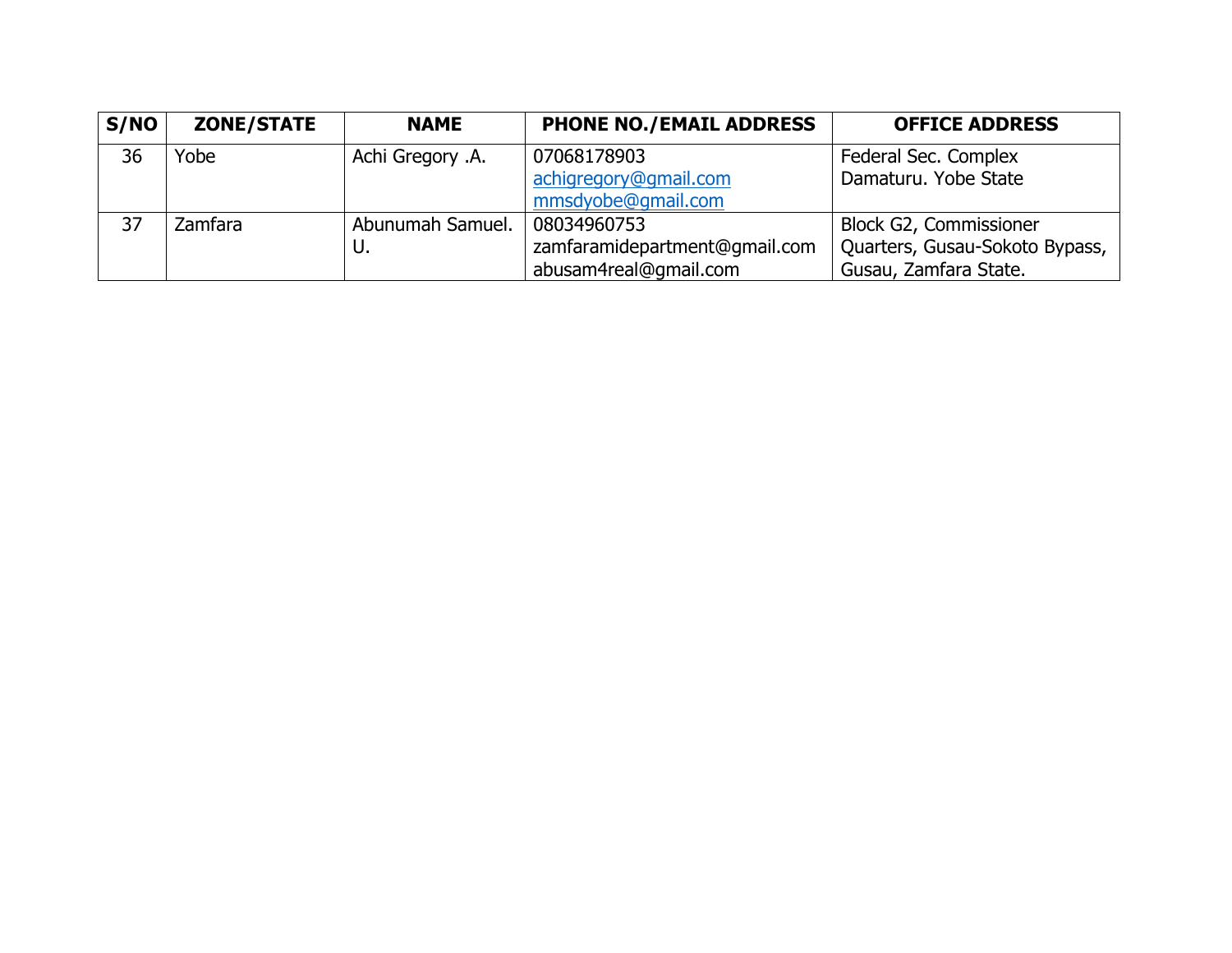| S/NO | ZONE/STATE | NAME | PHONE NO./EMAIL ADDRESS | OFFICE ADDRESS |
|---|---|---|---|---|
| 36 | Yobe | Achi Gregory .A. | 07068178903 achigregory@gmail.com mmsdyobe@gmail.com | Federal Sec. Complex Damaturu. Yobe State |
| 37 | Zamfara | Abunumah Samuel. U. | 08034960753 zamfaramidepartment@gmail.com abusam4real@gmail.com | Block G2, Commissioner Quarters, Gusau-Sokoto Bypass, Gusau, Zamfara State. |